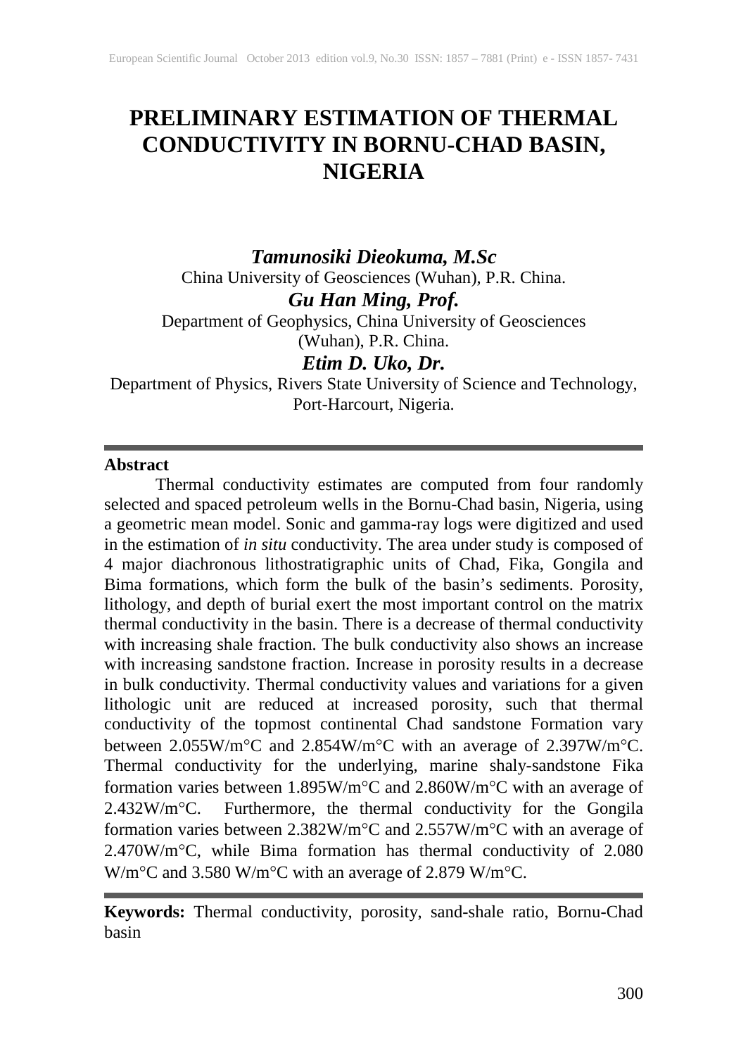# PRELIMINARY ESTIMATION OF THERMAL CONDUCTIVITY IN BORNU-CHAD BASIN, NIGERIA

***Tamunosiki Dieokuma, M.Sc***

China University of Geosciences (Wuhan), P.R. China.

***Gu Han Ming, Prof.***

Department of Geophysics, China University of Geosciences (Wuhan), P.R. China.

***Etim D. Uko, Dr.***

Department of Physics, Rivers State University of Science and Technology, Port-Harcourt, Nigeria.

---

**Abstract**

Thermal conductivity estimates are computed from four randomly selected and spaced petroleum wells in the Bornu-Chad basin, Nigeria, using a geometric mean model. Sonic and gamma-ray logs were digitized and used in the estimation of *in situ* conductivity. The area under study is composed of 4 major diachronous lithostratigraphic units of Chad, Fika, Gongila and Bima formations, which form the bulk of the basin's sediments. Porosity, lithology, and depth of burial exert the most important control on the matrix thermal conductivity in the basin. There is a decrease of thermal conductivity with increasing shale fraction. The bulk conductivity also shows an increase with increasing sandstone fraction. Increase in porosity results in a decrease in bulk conductivity. Thermal conductivity values and variations for a given lithologic unit are reduced at increased porosity, such that thermal conductivity of the topmost continental Chad sandstone Formation vary between 2.055W/m°C and 2.854W/m°C with an average of 2.397W/m°C. Thermal conductivity for the underlying, marine shaly-sandstone Fika formation varies between 1.895W/m°C and 2.860W/m°C with an average of 2.432W/m°C. Furthermore, the thermal conductivity for the Gongila formation varies between 2.382W/m°C and 2.557W/m°C with an average of 2.470W/m°C, while Bima formation has thermal conductivity of 2.080 W/m°C and 3.580 W/m°C with an average of 2.879 W/m°C.

---

**Keywords:** Thermal conductivity, porosity, sand-shale ratio, Bornu-Chad basin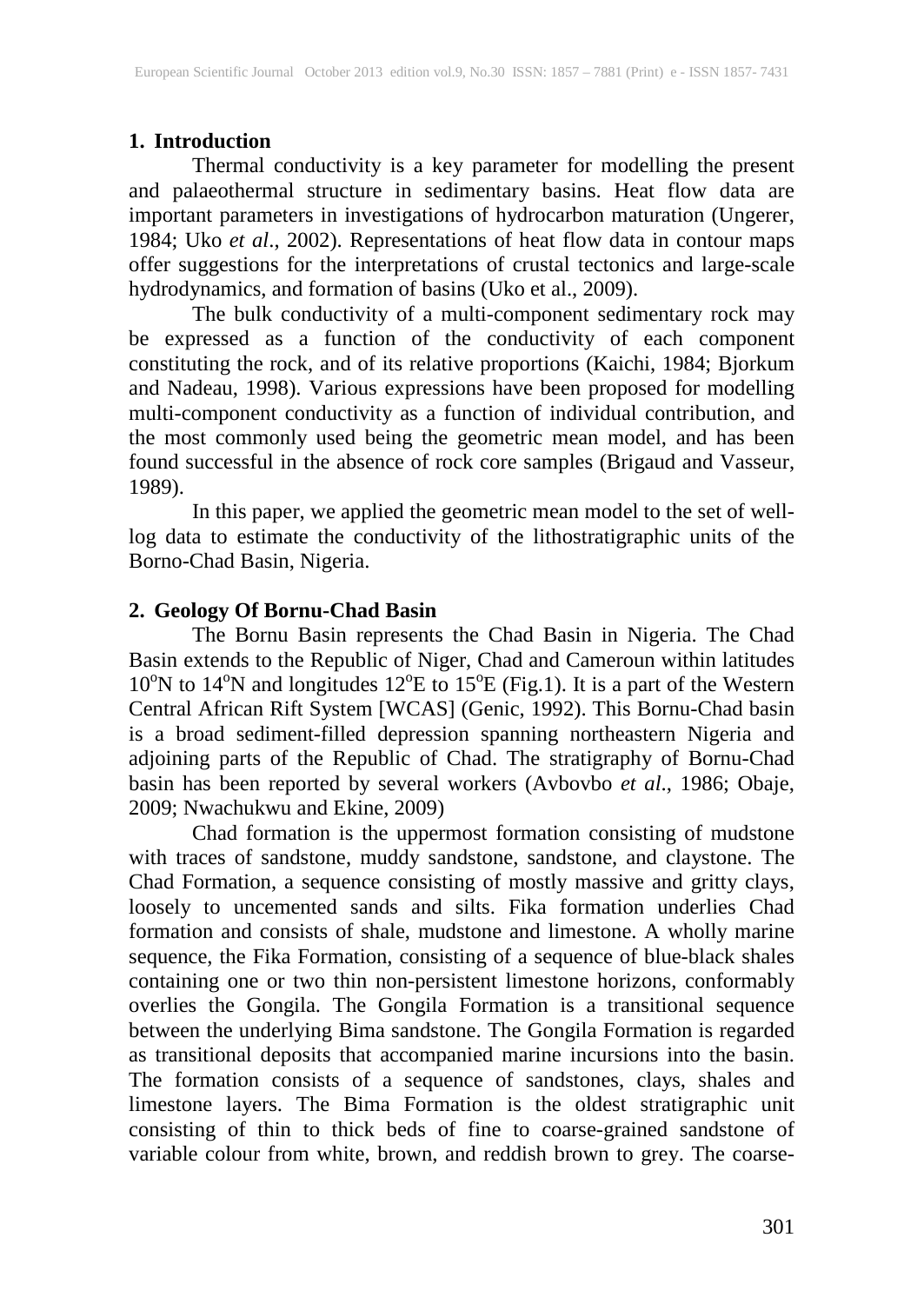## 1. Introduction

Thermal conductivity is a key parameter for modelling the present and palaeothermal structure in sedimentary basins. Heat flow data are important parameters in investigations of hydrocarbon maturation (Ungerer, 1984; Uko *et al*., 2002). Representations of heat flow data in contour maps offer suggestions for the interpretations of crustal tectonics and large-scale hydrodynamics, and formation of basins (Uko et al., 2009).

The bulk conductivity of a multi-component sedimentary rock may be expressed as a function of the conductivity of each component constituting the rock, and of its relative proportions (Kaichi, 1984; Bjorkum and Nadeau, 1998). Various expressions have been proposed for modelling multi-component conductivity as a function of individual contribution, and the most commonly used being the geometric mean model, and has been found successful in the absence of rock core samples (Brigaud and Vasseur, 1989).

In this paper, we applied the geometric mean model to the set of well-log data to estimate the conductivity of the lithostratigraphic units of the Borno-Chad Basin, Nigeria.

## 2. Geology Of Bornu-Chad Basin

The Bornu Basin represents the Chad Basin in Nigeria. The Chad Basin extends to the Republic of Niger, Chad and Cameroun within latitudes $10^{o}$N to $14^{o}$N and longitudes $12^{o}$E to $15^{o}$E (Fig.1). It is a part of the Western Central African Rift System [WCAS] (Genic, 1992). This Bornu-Chad basin is a broad sediment-filled depression spanning northeastern Nigeria and adjoining parts of the Republic of Chad. The stratigraphy of Bornu-Chad basin has been reported by several workers (Avbovbo *et al*., 1986; Obaje, 2009; Nwachukwu and Ekine, 2009)

Chad formation is the uppermost formation consisting of mudstone with traces of sandstone, muddy sandstone, sandstone, and claystone. The Chad Formation, a sequence consisting of mostly massive and gritty clays, loosely to uncemented sands and silts. Fika formation underlies Chad formation and consists of shale, mudstone and limestone. A wholly marine sequence, the Fika Formation, consisting of a sequence of blue-black shales containing one or two thin non-persistent limestone horizons, conformably overlies the Gongila. The Gongila Formation is a transitional sequence between the underlying Bima sandstone. The Gongila Formation is regarded as transitional deposits that accompanied marine incursions into the basin. The formation consists of a sequence of sandstones, clays, shales and limestone layers. The Bima Formation is the oldest stratigraphic unit consisting of thin to thick beds of fine to coarse-grained sandstone of variable colour from white, brown, and reddish brown to grey. The coarse-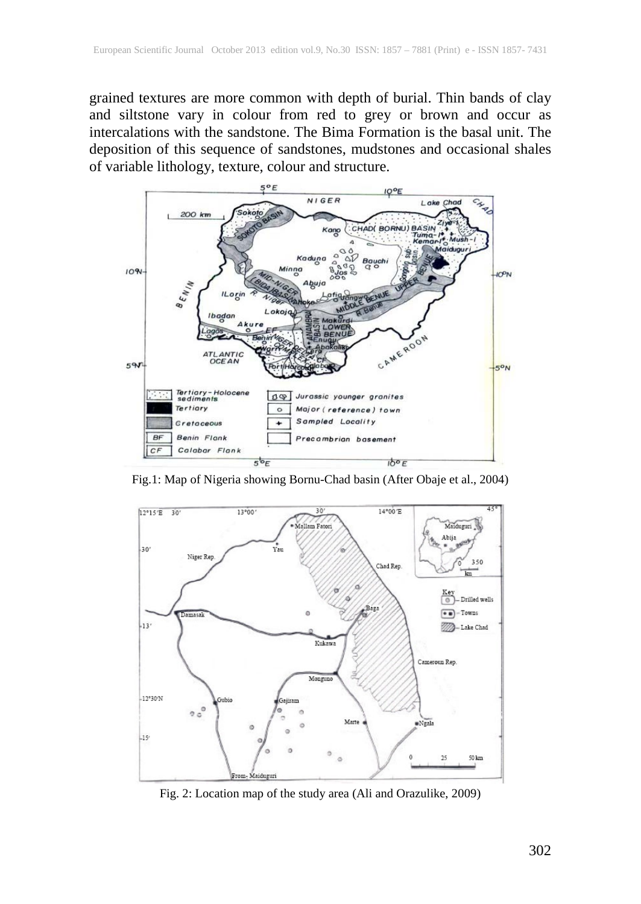grained textures are more common with depth of burial. Thin bands of clay and siltstone vary in colour from red to grey or brown and occur as intercalations with the sandstone. The Bima Formation is the basal unit. The deposition of this sequence of sandstones, mudstones and occasional shales of variable lithology, texture, colour and structure.

Fig.1: Map of Nigeria showing Bornu-Chad basin (After Obaje et al., 2004)

Fig. 2: Location map of the study area (Ali and Orazulike, 2009)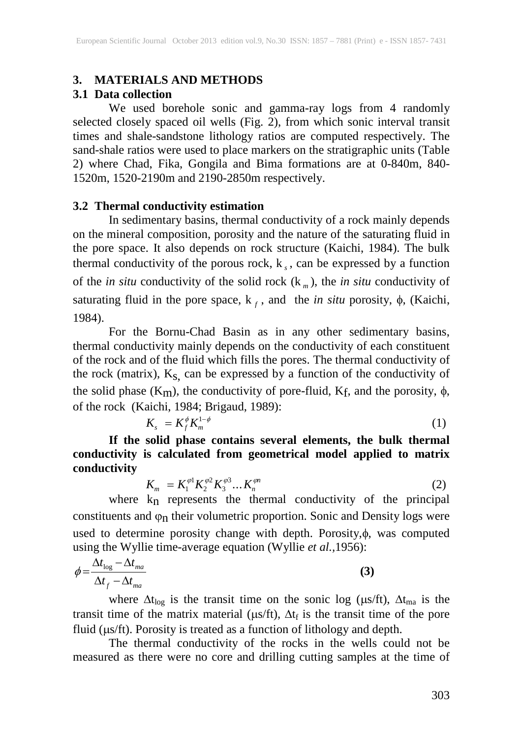## 3. MATERIALS AND METHODS

### 3.1 Data collection

We used borehole sonic and gamma-ray logs from 4 randomly selected closely spaced oil wells (Fig. 2), from which sonic interval transit times and shale-sandstone lithology ratios are computed respectively. The sand-shale ratios were used to place markers on the stratigraphic units (Table 2) where Chad, Fika, Gongila and Bima formations are at 0-840m, 840-1520m, 1520-2190m and 2190-2850m respectively.

### 3.2 Thermal conductivity estimation

In sedimentary basins, thermal conductivity of a rock mainly depends on the mineral composition, porosity and the nature of the saturating fluid in the pore space. It also depends on rock structure (Kaichi, 1984). The bulk thermal conductivity of the porous rock, $k_s$, can be expressed by a function of the *in situ* conductivity of the solid rock ($k_m$), the *in situ* conductivity of saturating fluid in the pore space, $k_f$, and the *in situ* porosity, $\phi$, (Kaichi, 1984).

For the Bornu-Chad Basin as in any other sedimentary basins, thermal conductivity mainly depends on the conductivity of each constituent of the rock and of the fluid which fills the pores. The thermal conductivity of the rock (matrix), $K_S$, can be expressed by a function of the conductivity of the solid phase ($K_m$), the conductivity of pore-fluid, $K_f$, and the porosity, $\phi$, of the rock (Kaichi, 1984; Brigaud, 1989):

$$K_s = K_f^{\phi} K_m^{1-\phi} \tag{1}$$

**If the solid phase contains several elements, the bulk thermal conductivity is calculated from geometrical model applied to matrix conductivity**

$$K_m = K_1^{\varphi 1} K_2^{\varphi 2} K_3^{\varphi 3} \ldots K_n^{\varphi n} \tag{2}$$

where $k_n$ represents the thermal conductivity of the principal constituents and $\varphi_n$ their volumetric proportion. Sonic and Density logs were used to determine porosity change with depth. Porosity,$\phi$, was computed using the Wyllie time-average equation (Wyllie *et al.*,1956):

$$\phi = \frac{\Delta t_{\log} - \Delta t_{ma}}{\Delta t_f - \Delta t_{ma}} \tag{3}$$

where $\Delta t_{\log}$ is the transit time on the sonic log (μs/ft), $\Delta t_{ma}$ is the transit time of the matrix material (μs/ft), $\Delta t_f$ is the transit time of the pore fluid (μs/ft). Porosity is treated as a function of lithology and depth.

The thermal conductivity of the rocks in the wells could not be measured as there were no core and drilling cutting samples at the time of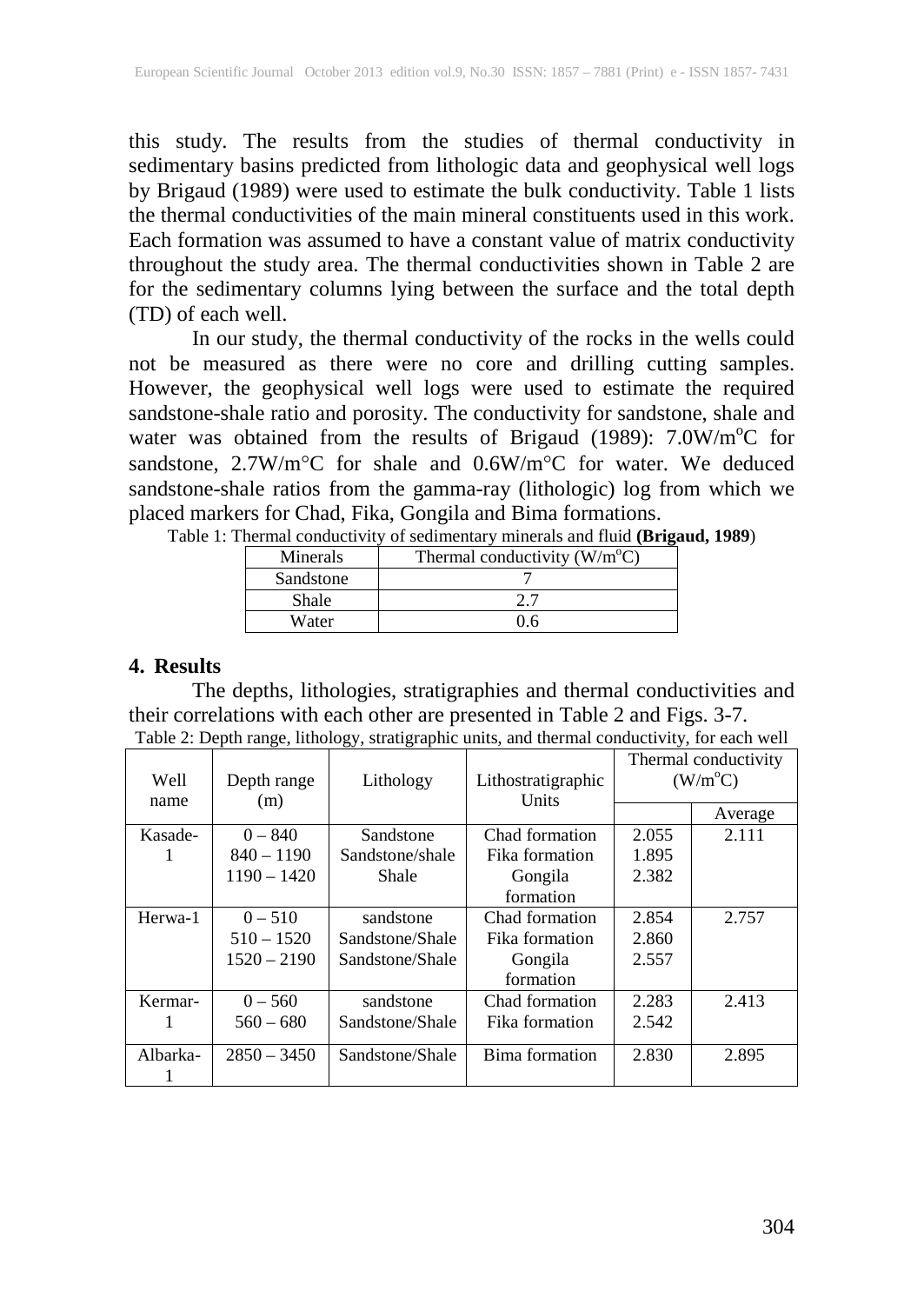this study. The results from the studies of thermal conductivity in sedimentary basins predicted from lithologic data and geophysical well logs by Brigaud (1989) were used to estimate the bulk conductivity. Table 1 lists the thermal conductivities of the main mineral constituents used in this work. Each formation was assumed to have a constant value of matrix conductivity throughout the study area. The thermal conductivities shown in Table 2 are for the sedimentary columns lying between the surface and the total depth (TD) of each well.

In our study, the thermal conductivity of the rocks in the wells could not be measured as there were no core and drilling cutting samples. However, the geophysical well logs were used to estimate the required sandstone-shale ratio and porosity. The conductivity for sandstone, shale and water was obtained from the results of Brigaud (1989): 7.0W/m$^o$C for sandstone, 2.7W/m°C for shale and 0.6W/m°C for water. We deduced sandstone-shale ratios from the gamma-ray (lithologic) log from which we placed markers for Chad, Fika, Gongila and Bima formations.

Table 1: Thermal conductivity of sedimentary minerals and fluid **(Brigaud, 1989**)

| Minerals | Thermal conductivity (W/m$^o$C) |
|---|---|
| Sandstone | 7 |
| Shale | 2.7 |
| Water | 0.6 |

## 4. Results

The depths, lithologies, stratigraphies and thermal conductivities and their correlations with each other are presented in Table 2 and Figs. 3-7.

Table 2: Depth range, lithology, stratigraphic units, and thermal conductivity, for each well

| Well name | Depth range (m) | Lithology | Lithostratigraphic Units | Thermal conductivity (W/m$^o$C) | |
|---|---|---|---|---|---|
| | | | | | Average |
| Kasade-1 | 0 – 840 | Sandstone | Chad formation | 2.055 | 2.111 |
| | 840 – 1190 | Sandstone/shale | Fika formation | 1.895 | |
| | 1190 – 1420 | Shale | Gongila formation | 2.382 | |
| Herwa-1 | 0 – 510 | sandstone | Chad formation | 2.854 | 2.757 |
| | 510 – 1520 | Sandstone/Shale | Fika formation | 2.860 | |
| | 1520 – 2190 | Sandstone/Shale | Gongila formation | 2.557 | |
| Kermar-1 | 0 – 560 | sandstone | Chad formation | 2.283 | 2.413 |
| | 560 – 680 | Sandstone/Shale | Fika formation | 2.542 | |
| Albarka-1 | 2850 – 3450 | Sandstone/Shale | Bima formation | 2.830 | 2.895 |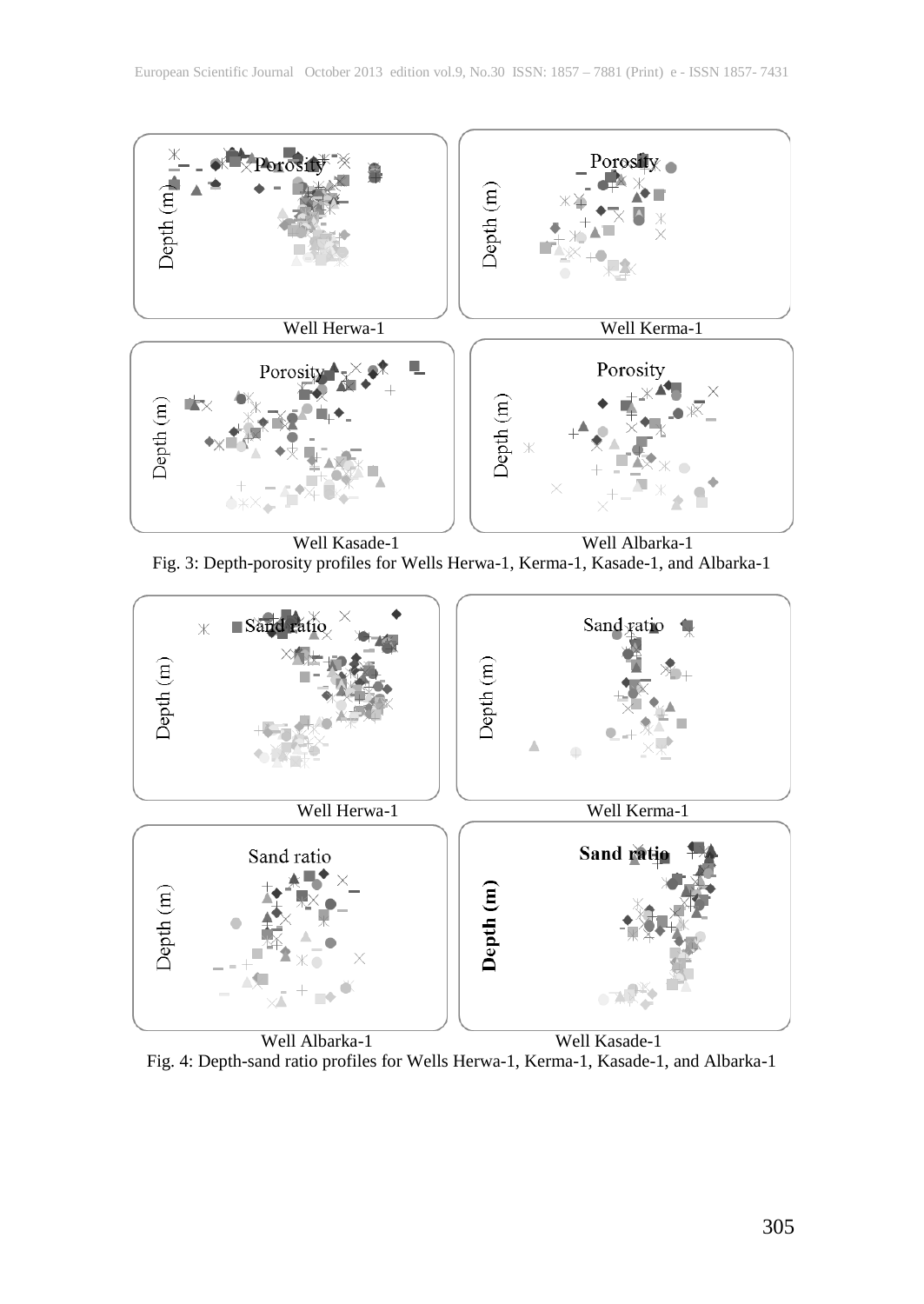Well Herwa-1

Well Kerma-1

Well Kasade-1

Well Albarka-1

Fig. 3: Depth-porosity profiles for Wells Herwa-1, Kerma-1, Kasade-1, and Albarka-1

Well Herwa-1

Well Kerma-1

Well Albarka-1

Well Kasade-1

Fig. 4: Depth-sand ratio profiles for Wells Herwa-1, Kerma-1, Kasade-1, and Albarka-1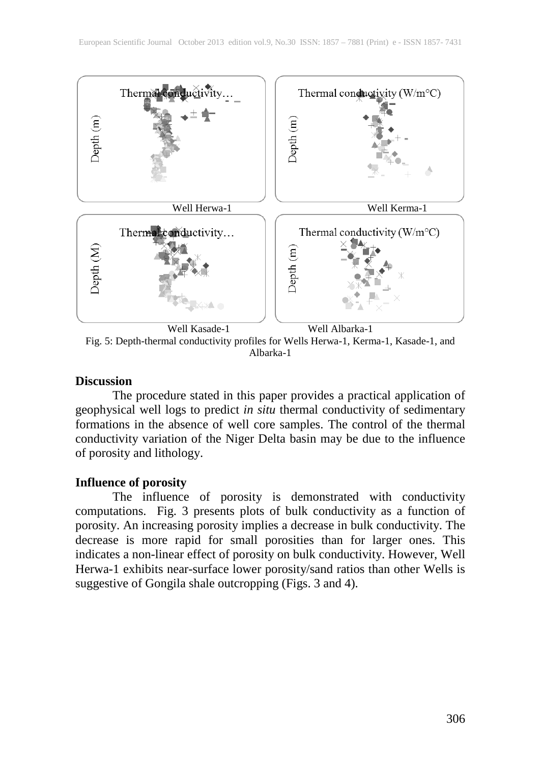Fig. 5: Depth-thermal conductivity profiles for Wells Herwa-1, Kerma-1, Kasade-1, and Albarka-1

## Discussion

The procedure stated in this paper provides a practical application of geophysical well logs to predict *in situ* thermal conductivity of sedimentary formations in the absence of well core samples. The control of the thermal conductivity variation of the Niger Delta basin may be due to the influence of porosity and lithology.

## Influence of porosity

The influence of porosity is demonstrated with conductivity computations. Fig. 3 presents plots of bulk conductivity as a function of porosity. An increasing porosity implies a decrease in bulk conductivity. The decrease is more rapid for small porosities than for larger ones. This indicates a non-linear effect of porosity on bulk conductivity. However, Well Herwa-1 exhibits near-surface lower porosity/sand ratios than other Wells is suggestive of Gongila shale outcropping (Figs. 3 and 4).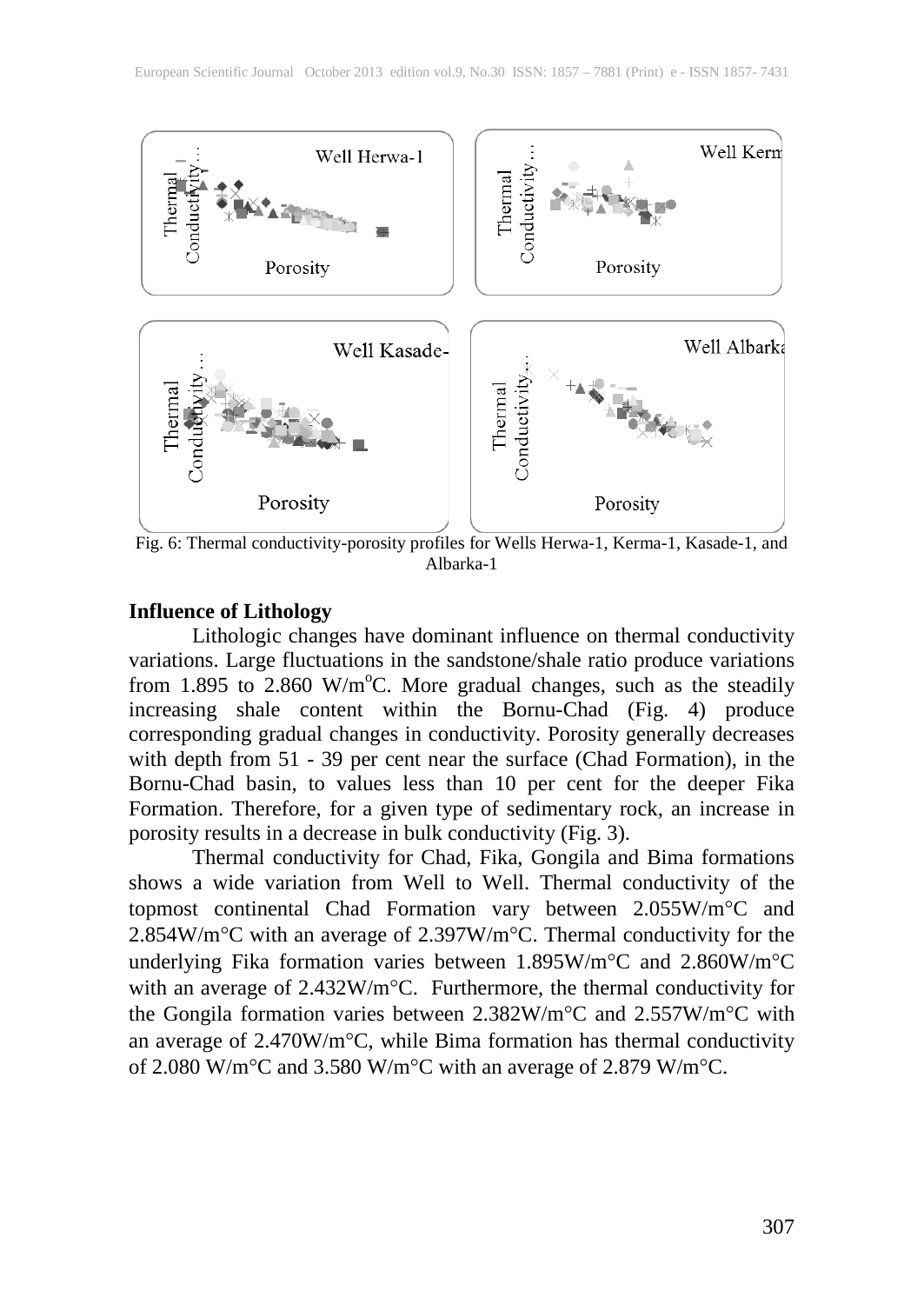Fig. 6: Thermal conductivity-porosity profiles for Wells Herwa-1, Kerma-1, Kasade-1, and Albarka-1

**Influence of Lithology**

Lithologic changes have dominant influence on thermal conductivity variations. Large fluctuations in the sandstone/shale ratio produce variations from 1.895 to 2.860 W/m$^o$C. More gradual changes, such as the steadily increasing shale content within the Bornu-Chad (Fig. 4) produce corresponding gradual changes in conductivity. Porosity generally decreases with depth from 51 - 39 per cent near the surface (Chad Formation), in the Bornu-Chad basin, to values less than 10 per cent for the deeper Fika Formation. Therefore, for a given type of sedimentary rock, an increase in porosity results in a decrease in bulk conductivity (Fig. 3).

Thermal conductivity for Chad, Fika, Gongila and Bima formations shows a wide variation from Well to Well. Thermal conductivity of the topmost continental Chad Formation vary between 2.055W/m°C and 2.854W/m°C with an average of 2.397W/m°C. Thermal conductivity for the underlying Fika formation varies between 1.895W/m°C and 2.860W/m°C with an average of 2.432W/m°C. Furthermore, the thermal conductivity for the Gongila formation varies between 2.382W/m°C and 2.557W/m°C with an average of 2.470W/m°C, while Bima formation has thermal conductivity of 2.080 W/m°C and 3.580 W/m°C with an average of 2.879 W/m°C.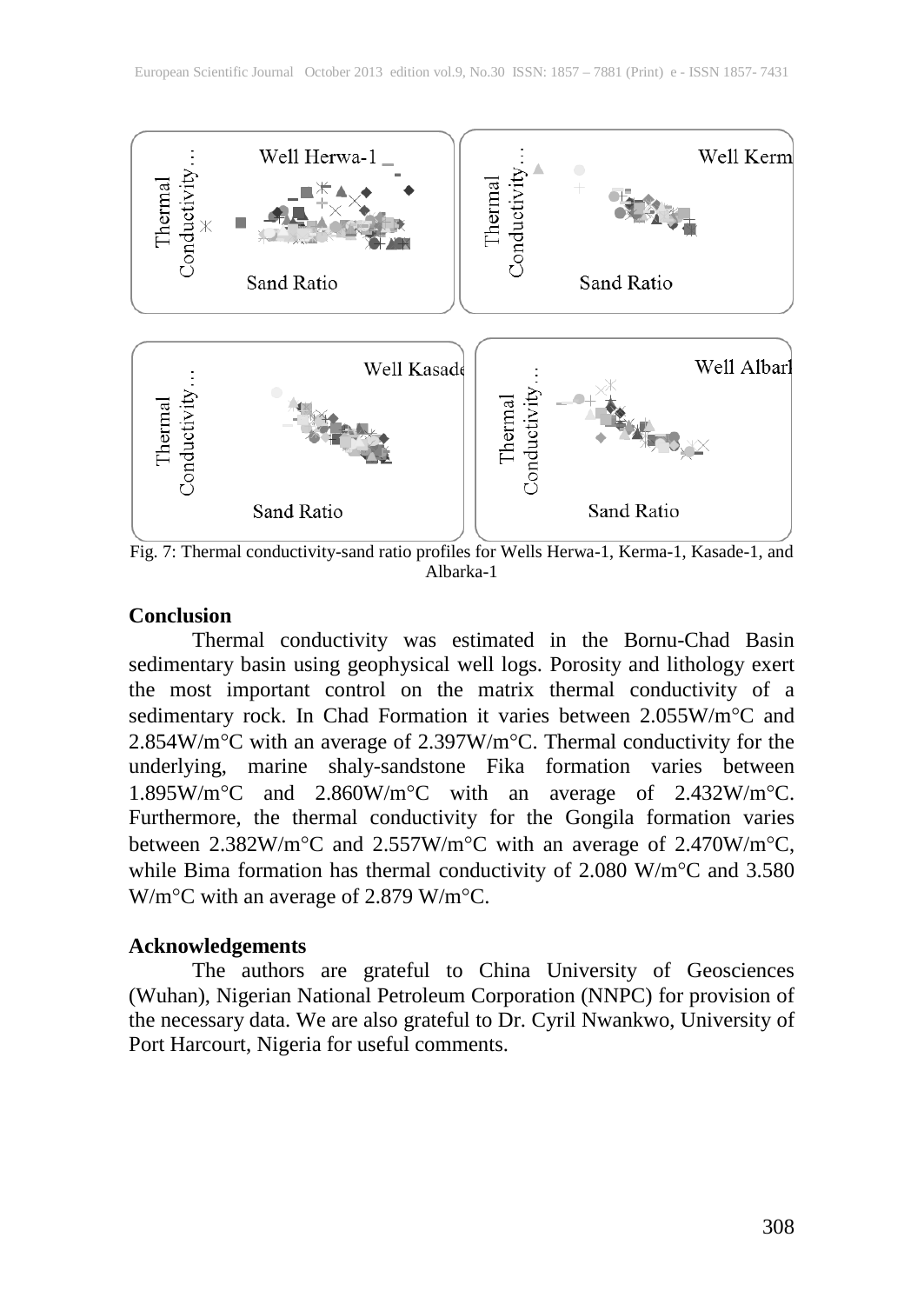Fig. 7: Thermal conductivity-sand ratio profiles for Wells Herwa-1, Kerma-1, Kasade-1, and Albarka-1

## Conclusion

Thermal conductivity was estimated in the Bornu-Chad Basin sedimentary basin using geophysical well logs. Porosity and lithology exert the most important control on the matrix thermal conductivity of a sedimentary rock. In Chad Formation it varies between 2.055W/m°C and 2.854W/m°C with an average of 2.397W/m°C. Thermal conductivity for the underlying, marine shaly-sandstone Fika formation varies between 1.895W/m°C and 2.860W/m°C with an average of 2.432W/m°C. Furthermore, the thermal conductivity for the Gongila formation varies between 2.382W/m°C and 2.557W/m°C with an average of 2.470W/m°C, while Bima formation has thermal conductivity of 2.080 W/m°C and 3.580 W/m°C with an average of 2.879 W/m°C.

## Acknowledgements

The authors are grateful to China University of Geosciences (Wuhan), Nigerian National Petroleum Corporation (NNPC) for provision of the necessary data. We are also grateful to Dr. Cyril Nwankwo, University of Port Harcourt, Nigeria for useful comments.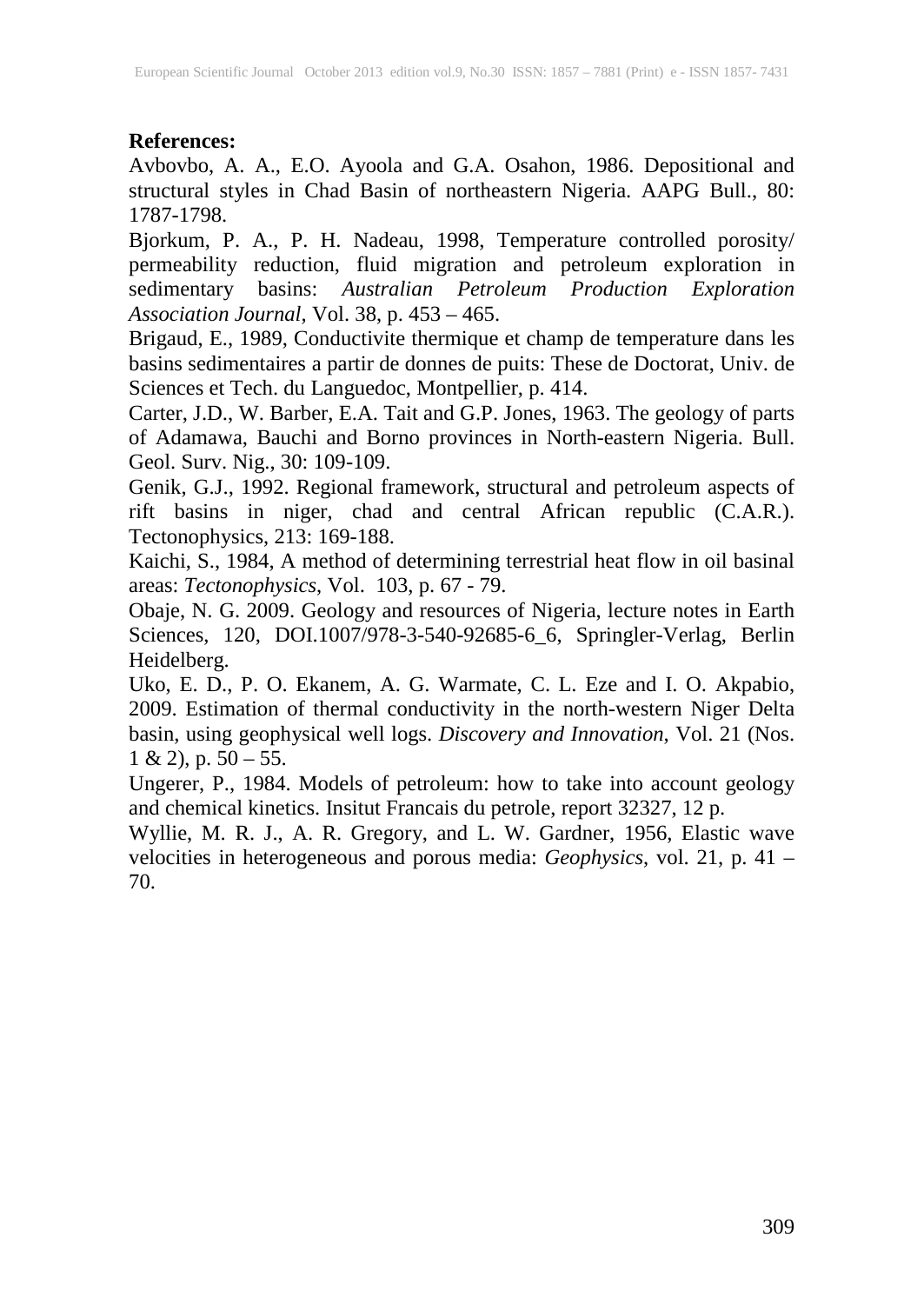**References:**

Avbovbo, A. A., E.O. Ayoola and G.A. Osahon, 1986. Depositional and structural styles in Chad Basin of northeastern Nigeria. AAPG Bull., 80: 1787-1798.

Bjorkum, P. A., P. H. Nadeau, 1998, Temperature controlled porosity/ permeability reduction, fluid migration and petroleum exploration in sedimentary basins: *Australian Petroleum Production Exploration Association Journal*, Vol. 38, p. 453 – 465.

Brigaud, E., 1989, Conductivite thermique et champ de temperature dans les basins sedimentaires a partir de donnes de puits: These de Doctorat, Univ. de Sciences et Tech. du Languedoc, Montpellier, p. 414.

Carter, J.D., W. Barber, E.A. Tait and G.P. Jones, 1963. The geology of parts of Adamawa, Bauchi and Borno provinces in North-eastern Nigeria. Bull. Geol. Surv. Nig., 30: 109-109.

Genik, G.J., 1992. Regional framework, structural and petroleum aspects of rift basins in niger, chad and central African republic (C.A.R.). Tectonophysics, 213: 169-188.

Kaichi, S., 1984, A method of determining terrestrial heat flow in oil basinal areas: *Tectonophysics*, Vol. 103, p. 67 - 79.

Obaje, N. G. 2009. Geology and resources of Nigeria, lecture notes in Earth Sciences, 120, DOI.1007/978-3-540-92685-6_6, Springler-Verlag, Berlin Heidelberg.

Uko, E. D., P. O. Ekanem, A. G. Warmate, C. L. Eze and I. O. Akpabio, 2009. Estimation of thermal conductivity in the north-western Niger Delta basin, using geophysical well logs. *Discovery and Innovation*, Vol. 21 (Nos. 1 & 2), p. 50 – 55.

Ungerer, P., 1984. Models of petroleum: how to take into account geology and chemical kinetics. Insitut Francais du petrole, report 32327, 12 p.

Wyllie, M. R. J., A. R. Gregory, and L. W. Gardner, 1956, Elastic wave velocities in heterogeneous and porous media: *Geophysics*, vol. 21, p. 41 – 70.